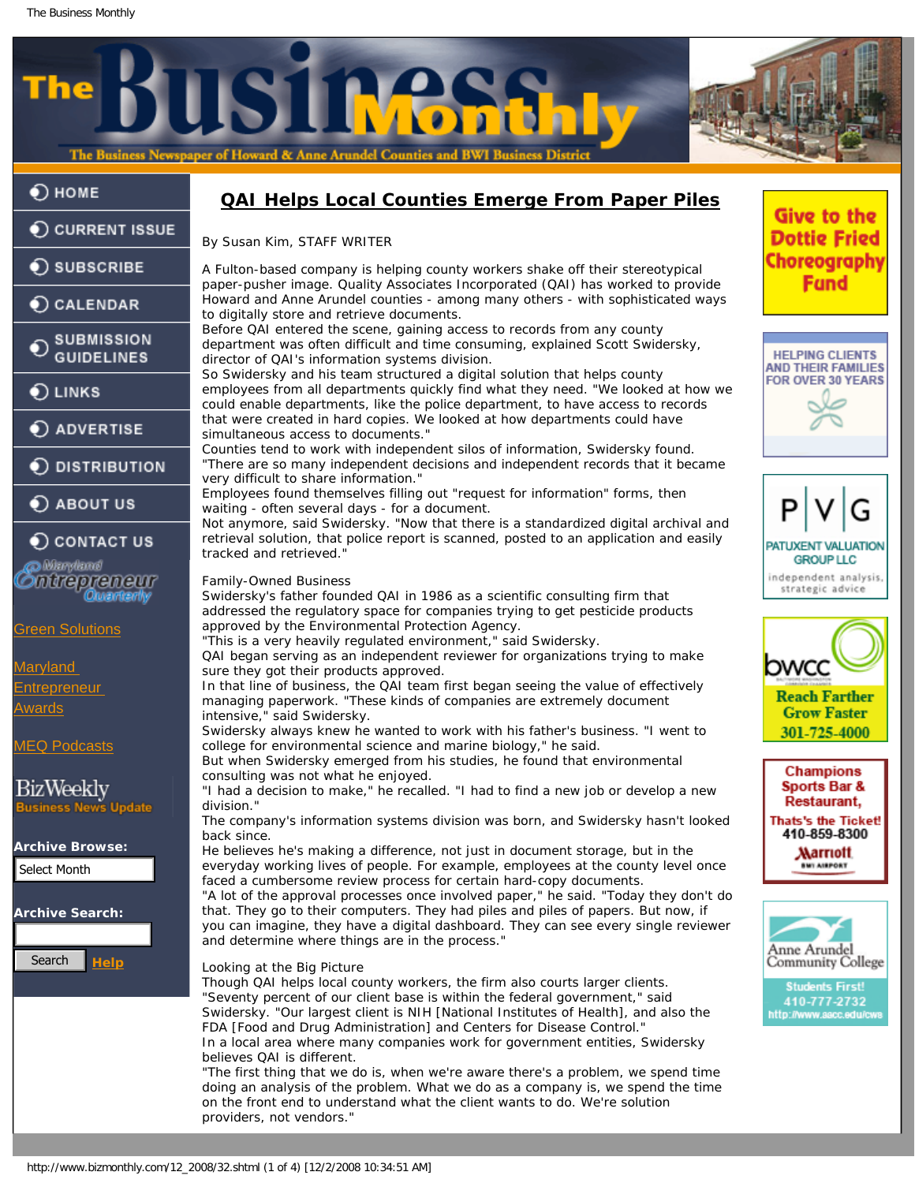# QAI Helps Local Counties Emerge From Paper Piles

By Susan Kim, STAFF WRITER

A Fulton-based company is helping county workers shake off their stereotypical paper-pusher image. Quality Associates Incorporated (QAI) has worked to provide Howard and Anne Arundel counties - among many others - with sophisticated ways to digitally store and retrieve documents.

Before QAI entered the scene, gaining access to records from any county department was often difficult and time consuming, explained Scott Swidersky, director of QAI's information systems division.

So Swidersky and his team structured a digital solution that helps county employees from all departments quickly find what they need. "We looked at how we could enable departments, like the police department, to have access to records that were created in hard copies. We looked at how departments could have simultaneous access to documents."

Counties tend to work with independent silos of information, Swidersky found. "There are so many independent decisions and independent records that it became very difficult to share information."

Employees found themselves filling out "request for information" forms, then waiting - often several days - for a document.

Not anymore, said Swidersky. "Now that there is a standardized digital archival and retrieval solution, that police report is scanned, posted to an application and easily tracked and retrieved."

## Family-Owned Business

Swidersky's father founded QAI in 1986 as a scientific consulting firm that addressed the regulatory space for companies trying to get pesticide products approved by the Environmental Protection Agency.

"This is a very heavily regulated environment," said Swidersky.

QAI began serving as an independent reviewer for organizations trying to make sure they got their products approved.

In that line of business, the QAI team first began seeing the value of effectively managing paperwork. "These kinds of companies are extremely document intensive," said Swidersky.

Swidersky always knew he wanted to work with his father's business. "I went to college for environmental science and marine biology," he said.

But when Swidersky emerged from his studies, he found that environmental consulting was not what he enjoyed.

"I had a decision to make," he recalled. "I had to find a new job or develop a new division."

The company's information systems division was born, and Swidersky hasn't looked back since.

He believes he's making a difference, not just in document storage, but in the everyday working lives of people. For example, employees at the county level once faced a cumbersome review process for certain hard-copy documents.

"A lot of the approval processes once involved paper," he said. "Today they don't do that. They go to their computers. They had piles and piles of papers. But now, if you can imagine, they have a digital dashboard. They can see every single reviewer and determine where things are in the process."

## Looking at the Big Picture

Though QAI helps local county workers, the firm also courts larger clients.

"Seventy percent of our client base is within the federal government," said Swidersky. "Our largest client is NIH [National Institutes of Health], and also the FDA [Food and Drug Administration] and Centers for Disease Control."

In a local area where many companies work for government entities, Swidersky believes QAI is different.

"The first thing that we do is, when we're aware there's a problem, we spend time doing an analysis of the problem. What we do as a company is, we spend the time on the front end to understand what the client wants to do. We're solution providers, not vendors."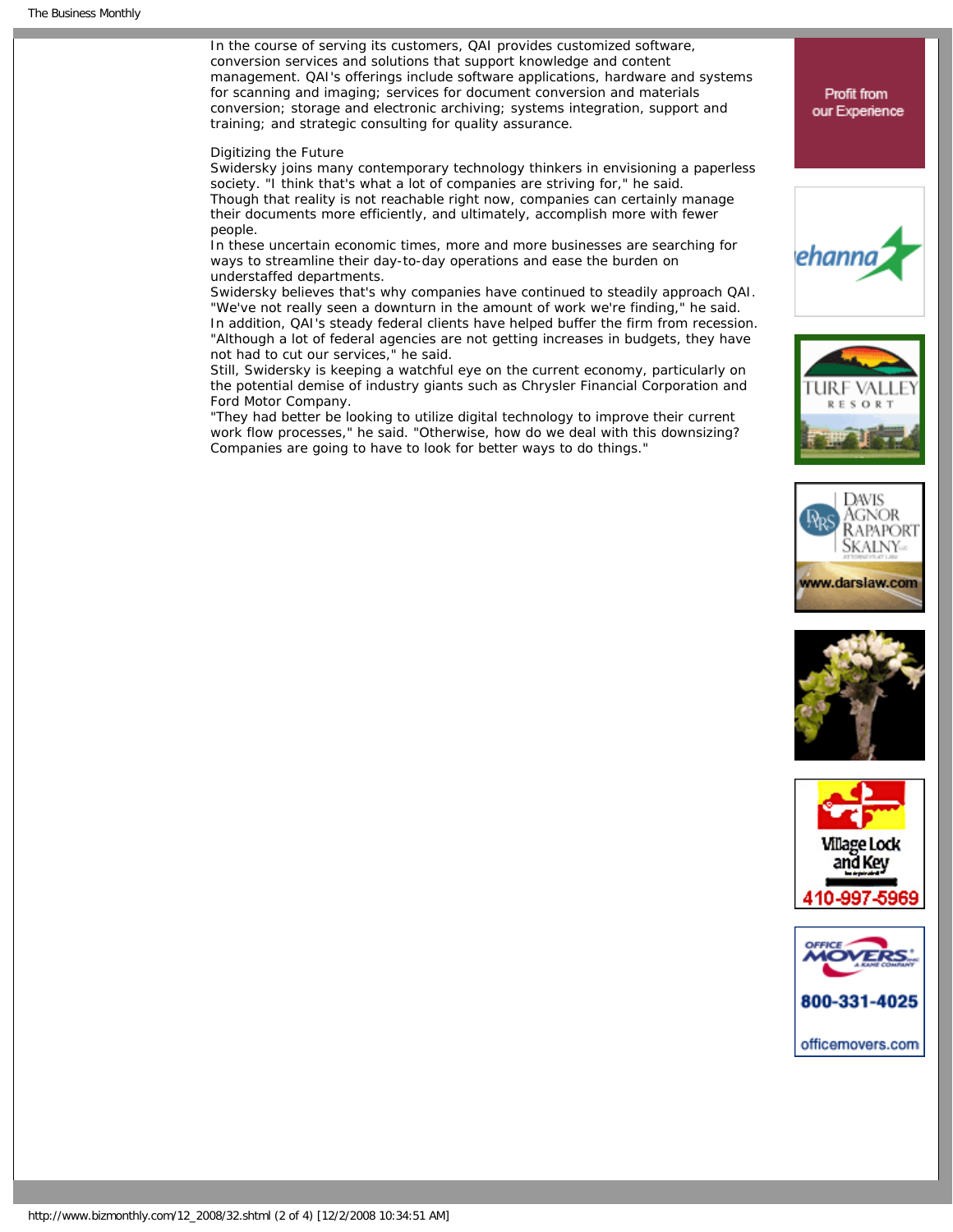In the course of serving its customers, QAI provides customized software, conversion services and solutions that support knowledge and content management. QAI's offerings include software applications, hardware and systems for scanning and imaging; services for document conversion and materials conversion; storage and electronic archiving; systems integration, support and training; and strategic consulting for quality assurance.

## Digitizing the Future

Swidersky joins many contemporary technology thinkers in envisioning a paperless society. "I think that's what a lot of companies are striving for," he said.

Though that reality is not reachable right now, companies can certainly manage their documents more efficiently, and ultimately, accomplish more with fewer people.

In these uncertain economic times, more and more businesses are searching for ways to streamline their day-to-day operations and ease the burden on understaffed departments.

Swidersky believes that's why companies have continued to steadily approach QAI. "We've not really seen a downturn in the amount of work we're finding," he said.

In addition, QAI's steady federal clients have helped buffer the firm from recession. "Although a lot of federal agencies are not getting increases in budgets, they have not had to cut our services," he said.

Still, Swidersky is keeping a watchful eye on the current economy, particularly on the potential demise of industry giants such as Chrysler Financial Corporation and Ford Motor Company.

"They had better be looking to utilize digital technology to improve their current work flow processes," he said. "Otherwise, how do we deal with this downsizing? Companies are going to have to look for better ways to do things."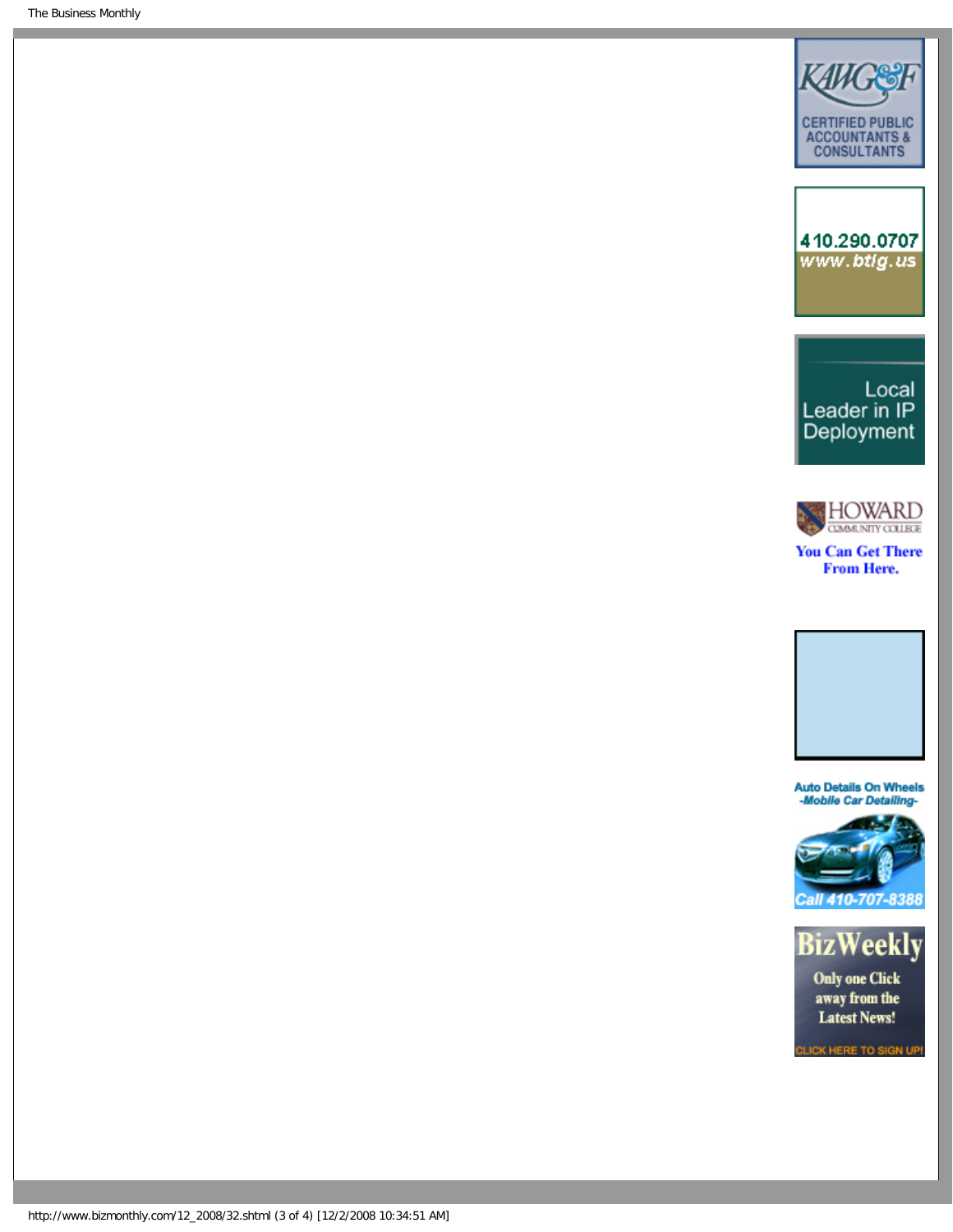KAWG&F

CERTIFIED PUBLIC ACCOUNTANTS & CONSULTANTS

410.290.0707

www.btlg.us

Local Leader in IP Deployment

HOWARD COMMUNITY COLLEGE

You Can Get There From Here.

Auto Details On Wheels

-Mobile Car Detailing-

Call 410-707-8388

BizWeekly

Only one Click away from the Latest News!

CLICK HERE TO SIGN UP!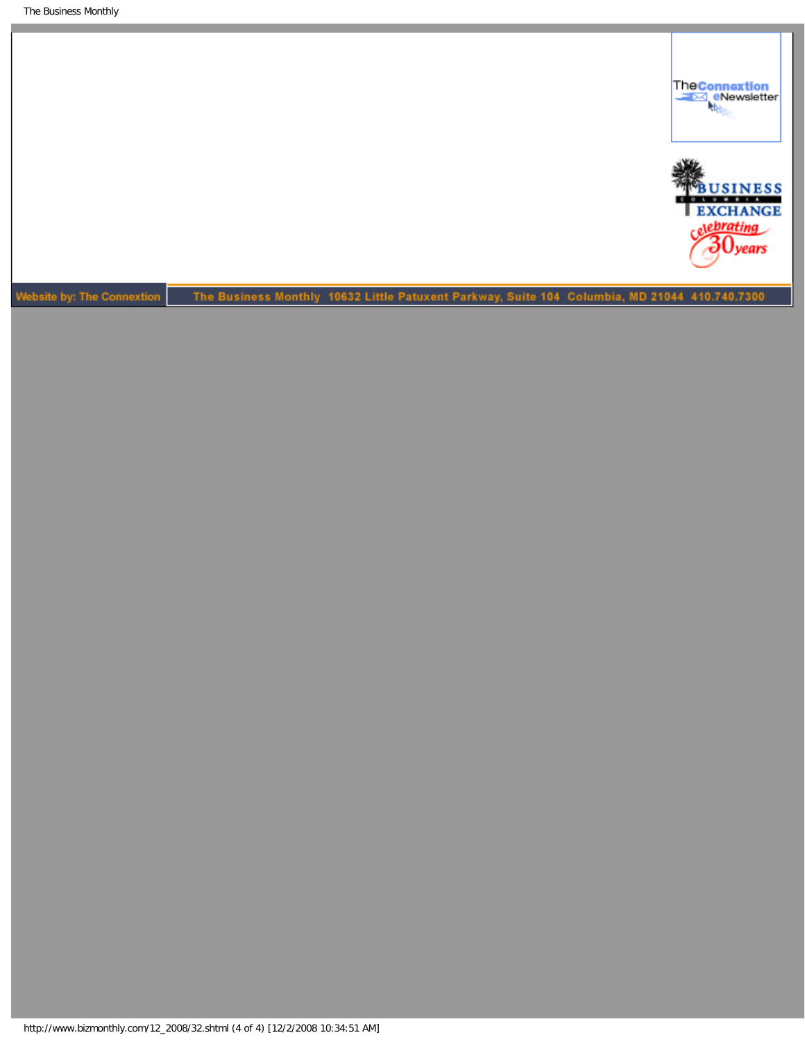TheConnextion eNewsletter

BUSINESS
COLUMBIA
EXCHANGE
celebrating 30 years

Website by: The Connextion

The Business Monthly 10632 Little Patuxent Parkway, Suite 104 Columbia, MD 21044 410.740.7300